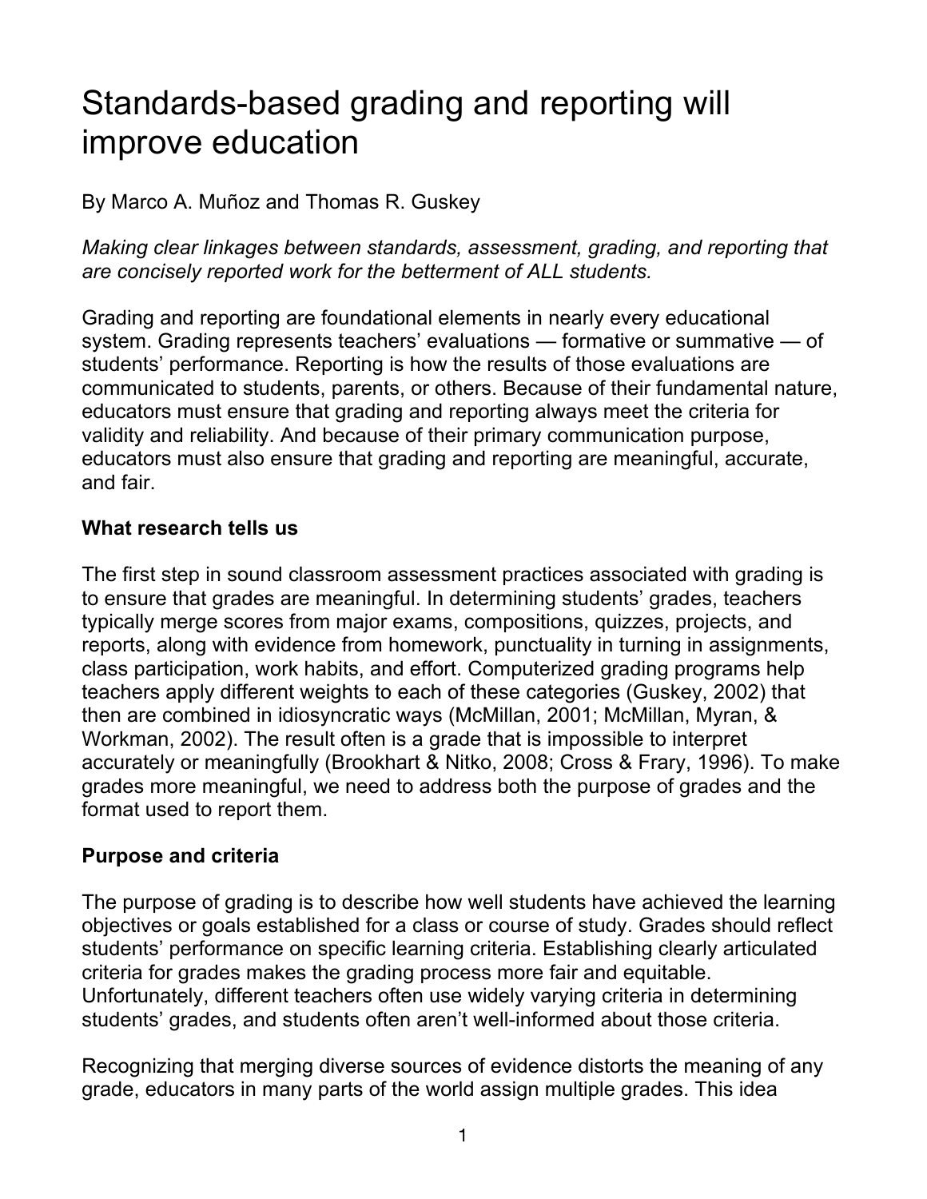# Standards-based grading and reporting will improve education

By Marco A. Muñoz and Thomas R. Guskey

*Making clear linkages between standards, assessment, grading, and reporting that are concisely reported work for the betterment of ALL students.*

Grading and reporting are foundational elements in nearly every educational system. Grading represents teachers' evaluations — formative or summative — of students' performance. Reporting is how the results of those evaluations are communicated to students, parents, or others. Because of their fundamental nature, educators must ensure that grading and reporting always meet the criteria for validity and reliability. And because of their primary communication purpose, educators must also ensure that grading and reporting are meaningful, accurate, and fair.

## What research tells us

The first step in sound classroom assessment practices associated with grading is to ensure that grades are meaningful. In determining students' grades, teachers typically merge scores from major exams, compositions, quizzes, projects, and reports, along with evidence from homework, punctuality in turning in assignments, class participation, work habits, and effort. Computerized grading programs help teachers apply different weights to each of these categories (Guskey, 2002) that then are combined in idiosyncratic ways (McMillan, 2001; McMillan, Myran, & Workman, 2002). The result often is a grade that is impossible to interpret accurately or meaningfully (Brookhart & Nitko, 2008; Cross & Frary, 1996). To make grades more meaningful, we need to address both the purpose of grades and the format used to report them.

## Purpose and criteria

The purpose of grading is to describe how well students have achieved the learning objectives or goals established for a class or course of study. Grades should reflect students' performance on specific learning criteria. Establishing clearly articulated criteria for grades makes the grading process more fair and equitable. Unfortunately, different teachers often use widely varying criteria in determining students' grades, and students often aren't well-informed about those criteria.

Recognizing that merging diverse sources of evidence distorts the meaning of any grade, educators in many parts of the world assign multiple grades. This idea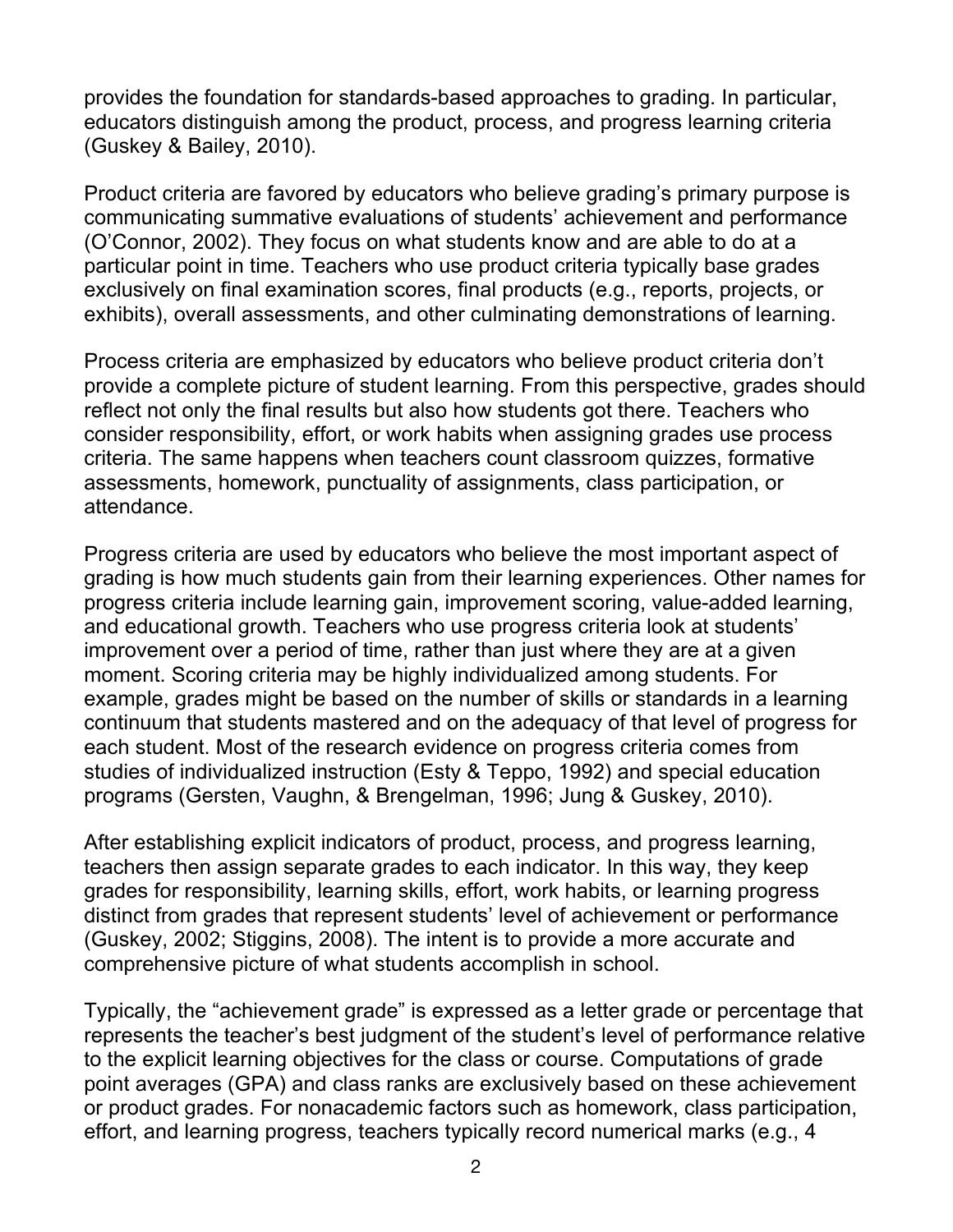provides the foundation for standards-based approaches to grading. In particular, educators distinguish among the product, process, and progress learning criteria (Guskey & Bailey, 2010).

Product criteria are favored by educators who believe grading's primary purpose is communicating summative evaluations of students' achievement and performance (O'Connor, 2002). They focus on what students know and are able to do at a particular point in time. Teachers who use product criteria typically base grades exclusively on final examination scores, final products (e.g., reports, projects, or exhibits), overall assessments, and other culminating demonstrations of learning.

Process criteria are emphasized by educators who believe product criteria don't provide a complete picture of student learning. From this perspective, grades should reflect not only the final results but also how students got there. Teachers who consider responsibility, effort, or work habits when assigning grades use process criteria. The same happens when teachers count classroom quizzes, formative assessments, homework, punctuality of assignments, class participation, or attendance.

Progress criteria are used by educators who believe the most important aspect of grading is how much students gain from their learning experiences. Other names for progress criteria include learning gain, improvement scoring, value-added learning, and educational growth. Teachers who use progress criteria look at students' improvement over a period of time, rather than just where they are at a given moment. Scoring criteria may be highly individualized among students. For example, grades might be based on the number of skills or standards in a learning continuum that students mastered and on the adequacy of that level of progress for each student. Most of the research evidence on progress criteria comes from studies of individualized instruction (Esty & Teppo, 1992) and special education programs (Gersten, Vaughn, & Brengelman, 1996; Jung & Guskey, 2010).

After establishing explicit indicators of product, process, and progress learning, teachers then assign separate grades to each indicator. In this way, they keep grades for responsibility, learning skills, effort, work habits, or learning progress distinct from grades that represent students' level of achievement or performance (Guskey, 2002; Stiggins, 2008). The intent is to provide a more accurate and comprehensive picture of what students accomplish in school.

Typically, the "achievement grade" is expressed as a letter grade or percentage that represents the teacher's best judgment of the student's level of performance relative to the explicit learning objectives for the class or course. Computations of grade point averages (GPA) and class ranks are exclusively based on these achievement or product grades. For nonacademic factors such as homework, class participation, effort, and learning progress, teachers typically record numerical marks (e.g., 4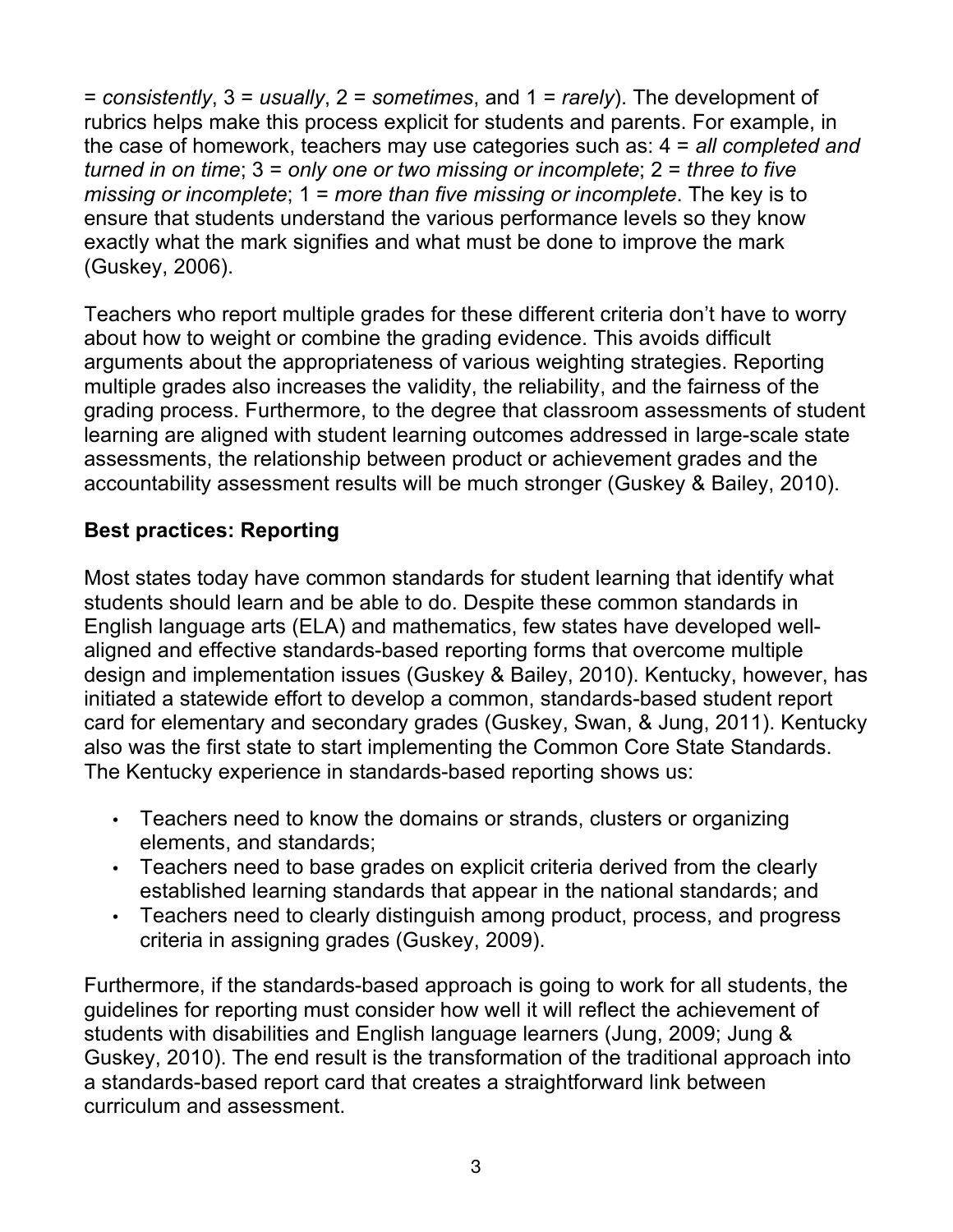= *consistently*, 3 = *usually*, 2 = *sometimes*, and 1 = *rarely*). The development of rubrics helps make this process explicit for students and parents. For example, in the case of homework, teachers may use categories such as: 4 = *all completed and turned in on time*; 3 = *only one or two missing or incomplete*; 2 = *three to five missing or incomplete*; 1 = *more than five missing or incomplete*. The key is to ensure that students understand the various performance levels so they know exactly what the mark signifies and what must be done to improve the mark (Guskey, 2006).

Teachers who report multiple grades for these different criteria don't have to worry about how to weight or combine the grading evidence. This avoids difficult arguments about the appropriateness of various weighting strategies. Reporting multiple grades also increases the validity, the reliability, and the fairness of the grading process. Furthermore, to the degree that classroom assessments of student learning are aligned with student learning outcomes addressed in large-scale state assessments, the relationship between product or achievement grades and the accountability assessment results will be much stronger (Guskey & Bailey, 2010).

**Best practices: Reporting**

Most states today have common standards for student learning that identify what students should learn and be able to do. Despite these common standards in English language arts (ELA) and mathematics, few states have developed well-aligned and effective standards-based reporting forms that overcome multiple design and implementation issues (Guskey & Bailey, 2010). Kentucky, however, has initiated a statewide effort to develop a common, standards-based student report card for elementary and secondary grades (Guskey, Swan, & Jung, 2011). Kentucky also was the first state to start implementing the Common Core State Standards. The Kentucky experience in standards-based reporting shows us:

- Teachers need to know the domains or strands, clusters or organizing elements, and standards;
- Teachers need to base grades on explicit criteria derived from the clearly established learning standards that appear in the national standards; and
- Teachers need to clearly distinguish among product, process, and progress criteria in assigning grades (Guskey, 2009).

Furthermore, if the standards-based approach is going to work for all students, the guidelines for reporting must consider how well it will reflect the achievement of students with disabilities and English language learners (Jung, 2009; Jung & Guskey, 2010). The end result is the transformation of the traditional approach into a standards-based report card that creates a straightforward link between curriculum and assessment.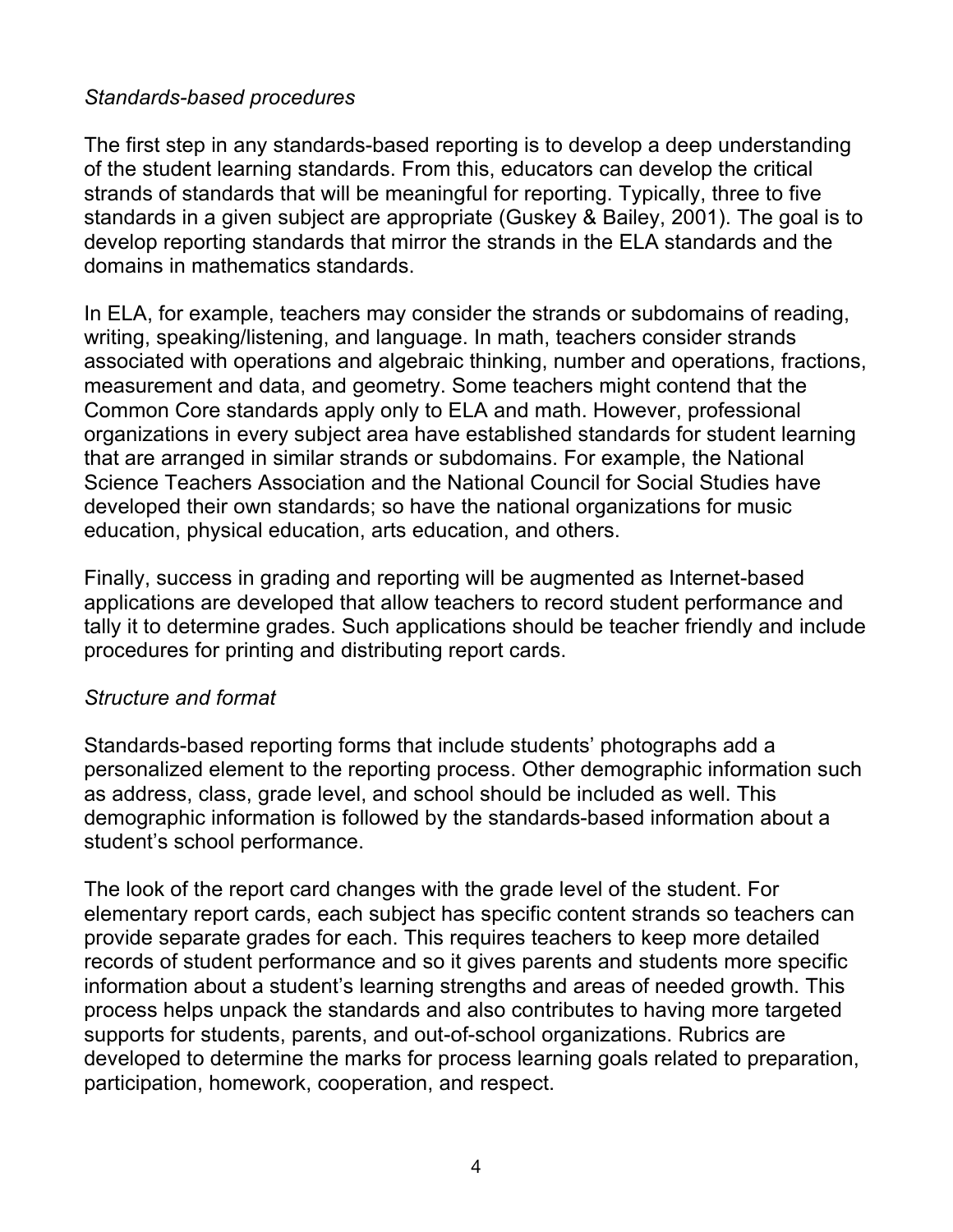*Standards-based procedures*

The first step in any standards-based reporting is to develop a deep understanding of the student learning standards. From this, educators can develop the critical strands of standards that will be meaningful for reporting. Typically, three to five standards in a given subject are appropriate (Guskey & Bailey, 2001). The goal is to develop reporting standards that mirror the strands in the ELA standards and the domains in mathematics standards.

In ELA, for example, teachers may consider the strands or subdomains of reading, writing, speaking/listening, and language. In math, teachers consider strands associated with operations and algebraic thinking, number and operations, fractions, measurement and data, and geometry. Some teachers might contend that the Common Core standards apply only to ELA and math. However, professional organizations in every subject area have established standards for student learning that are arranged in similar strands or subdomains. For example, the National Science Teachers Association and the National Council for Social Studies have developed their own standards; so have the national organizations for music education, physical education, arts education, and others.

Finally, success in grading and reporting will be augmented as Internet-based applications are developed that allow teachers to record student performance and tally it to determine grades. Such applications should be teacher friendly and include procedures for printing and distributing report cards.

*Structure and format*

Standards-based reporting forms that include students' photographs add a personalized element to the reporting process. Other demographic information such as address, class, grade level, and school should be included as well. This demographic information is followed by the standards-based information about a student's school performance.

The look of the report card changes with the grade level of the student. For elementary report cards, each subject has specific content strands so teachers can provide separate grades for each. This requires teachers to keep more detailed records of student performance and so it gives parents and students more specific information about a student's learning strengths and areas of needed growth. This process helps unpack the standards and also contributes to having more targeted supports for students, parents, and out-of-school organizations. Rubrics are developed to determine the marks for process learning goals related to preparation, participation, homework, cooperation, and respect.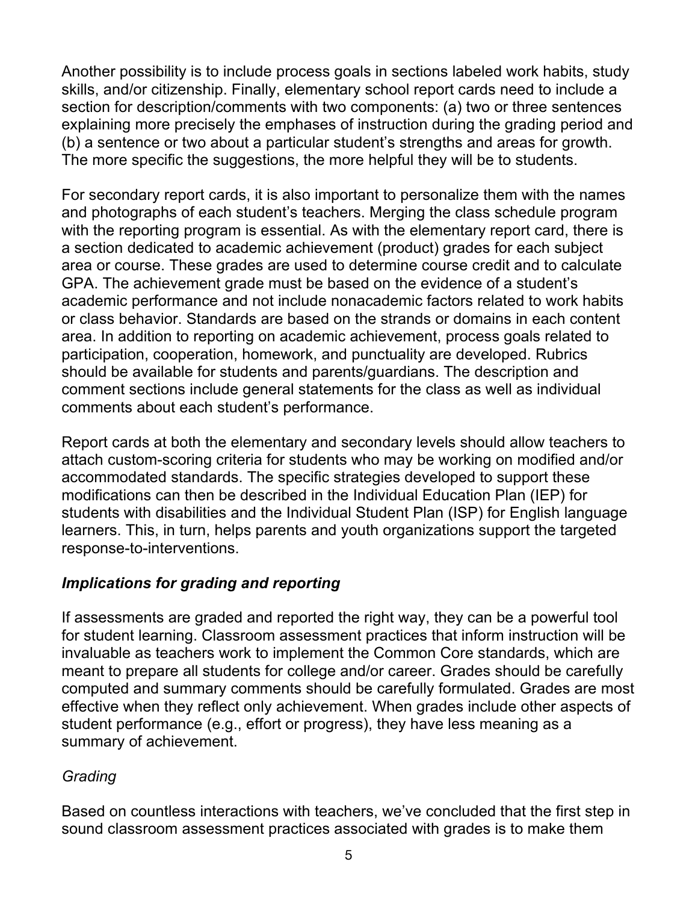Another possibility is to include process goals in sections labeled work habits, study skills, and/or citizenship. Finally, elementary school report cards need to include a section for description/comments with two components: (a) two or three sentences explaining more precisely the emphases of instruction during the grading period and (b) a sentence or two about a particular student's strengths and areas for growth. The more specific the suggestions, the more helpful they will be to students.

For secondary report cards, it is also important to personalize them with the names and photographs of each student's teachers. Merging the class schedule program with the reporting program is essential. As with the elementary report card, there is a section dedicated to academic achievement (product) grades for each subject area or course. These grades are used to determine course credit and to calculate GPA. The achievement grade must be based on the evidence of a student's academic performance and not include nonacademic factors related to work habits or class behavior. Standards are based on the strands or domains in each content area. In addition to reporting on academic achievement, process goals related to participation, cooperation, homework, and punctuality are developed. Rubrics should be available for students and parents/guardians. The description and comment sections include general statements for the class as well as individual comments about each student's performance.

Report cards at both the elementary and secondary levels should allow teachers to attach custom-scoring criteria for students who may be working on modified and/or accommodated standards. The specific strategies developed to support these modifications can then be described in the Individual Education Plan (IEP) for students with disabilities and the Individual Student Plan (ISP) for English language learners. This, in turn, helps parents and youth organizations support the targeted response-to-interventions.

### *Implications for grading and reporting*

If assessments are graded and reported the right way, they can be a powerful tool for student learning. Classroom assessment practices that inform instruction will be invaluable as teachers work to implement the Common Core standards, which are meant to prepare all students for college and/or career. Grades should be carefully computed and summary comments should be carefully formulated. Grades are most effective when they reflect only achievement. When grades include other aspects of student performance (e.g., effort or progress), they have less meaning as a summary of achievement.

#### *Grading*

Based on countless interactions with teachers, we've concluded that the first step in sound classroom assessment practices associated with grades is to make them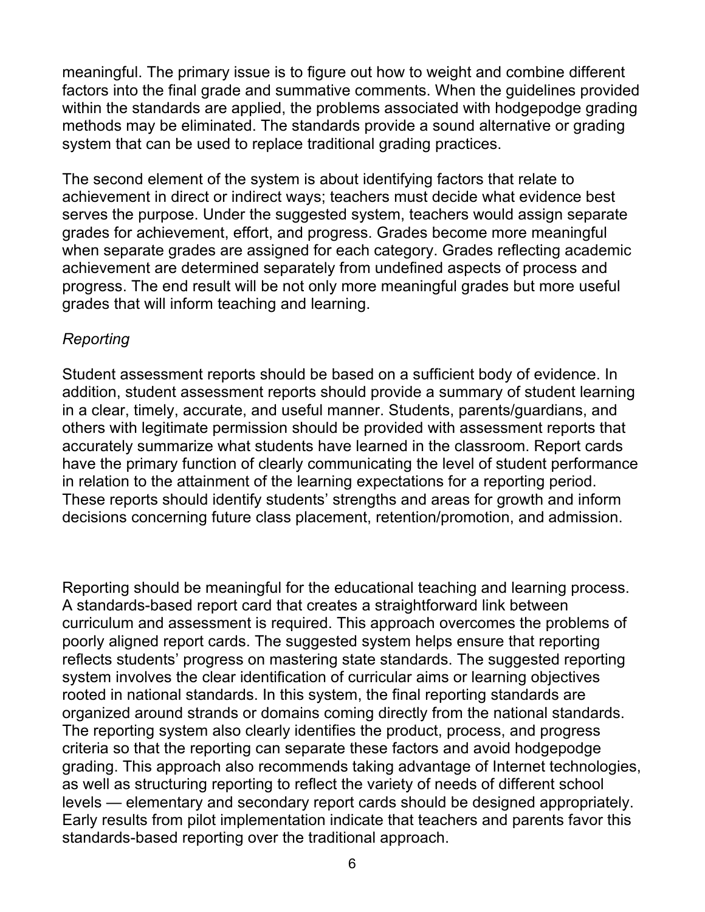meaningful. The primary issue is to figure out how to weight and combine different factors into the final grade and summative comments. When the guidelines provided within the standards are applied, the problems associated with hodgepodge grading methods may be eliminated. The standards provide a sound alternative or grading system that can be used to replace traditional grading practices.

The second element of the system is about identifying factors that relate to achievement in direct or indirect ways; teachers must decide what evidence best serves the purpose. Under the suggested system, teachers would assign separate grades for achievement, effort, and progress. Grades become more meaningful when separate grades are assigned for each category. Grades reflecting academic achievement are determined separately from undefined aspects of process and progress. The end result will be not only more meaningful grades but more useful grades that will inform teaching and learning.

*Reporting*

Student assessment reports should be based on a sufficient body of evidence. In addition, student assessment reports should provide a summary of student learning in a clear, timely, accurate, and useful manner. Students, parents/guardians, and others with legitimate permission should be provided with assessment reports that accurately summarize what students have learned in the classroom. Report cards have the primary function of clearly communicating the level of student performance in relation to the attainment of the learning expectations for a reporting period. These reports should identify students' strengths and areas for growth and inform decisions concerning future class placement, retention/promotion, and admission.

Reporting should be meaningful for the educational teaching and learning process. A standards-based report card that creates a straightforward link between curriculum and assessment is required. This approach overcomes the problems of poorly aligned report cards. The suggested system helps ensure that reporting reflects students' progress on mastering state standards. The suggested reporting system involves the clear identification of curricular aims or learning objectives rooted in national standards. In this system, the final reporting standards are organized around strands or domains coming directly from the national standards. The reporting system also clearly identifies the product, process, and progress criteria so that the reporting can separate these factors and avoid hodgepodge grading. This approach also recommends taking advantage of Internet technologies, as well as structuring reporting to reflect the variety of needs of different school levels — elementary and secondary report cards should be designed appropriately. Early results from pilot implementation indicate that teachers and parents favor this standards-based reporting over the traditional approach.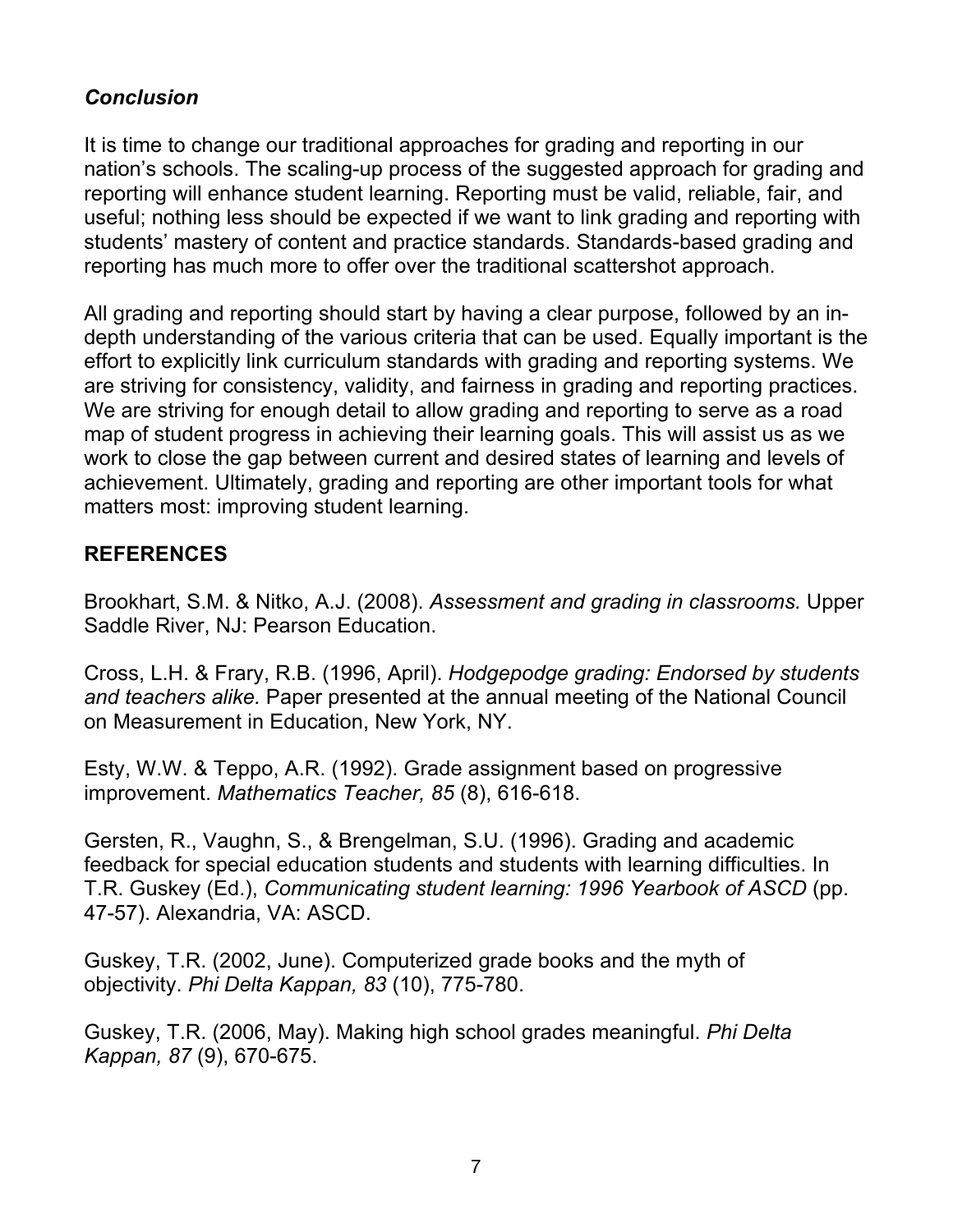### *Conclusion*

It is time to change our traditional approaches for grading and reporting in our nation's schools. The scaling-up process of the suggested approach for grading and reporting will enhance student learning. Reporting must be valid, reliable, fair, and useful; nothing less should be expected if we want to link grading and reporting with students' mastery of content and practice standards. Standards-based grading and reporting has much more to offer over the traditional scattershot approach.

All grading and reporting should start by having a clear purpose, followed by an in-depth understanding of the various criteria that can be used. Equally important is the effort to explicitly link curriculum standards with grading and reporting systems. We are striving for consistency, validity, and fairness in grading and reporting practices. We are striving for enough detail to allow grading and reporting to serve as a road map of student progress in achieving their learning goals. This will assist us as we work to close the gap between current and desired states of learning and levels of achievement. Ultimately, grading and reporting are other important tools for what matters most: improving student learning.

## REFERENCES

Brookhart, S.M. & Nitko, A.J. (2008). *Assessment and grading in classrooms.* Upper Saddle River, NJ: Pearson Education.

Cross, L.H. & Frary, R.B. (1996, April). *Hodgepodge grading: Endorsed by students and teachers alike.* Paper presented at the annual meeting of the National Council on Measurement in Education, New York, NY.

Esty, W.W. & Teppo, A.R. (1992). Grade assignment based on progressive improvement. *Mathematics Teacher, 85* (8), 616-618.

Gersten, R., Vaughn, S., & Brengelman, S.U. (1996). Grading and academic feedback for special education students and students with learning difficulties. In T.R. Guskey (Ed.), *Communicating student learning: 1996 Yearbook of ASCD* (pp. 47-57). Alexandria, VA: ASCD.

Guskey, T.R. (2002, June). Computerized grade books and the myth of objectivity. *Phi Delta Kappan, 83* (10), 775-780.

Guskey, T.R. (2006, May). Making high school grades meaningful. *Phi Delta Kappan, 87* (9), 670-675.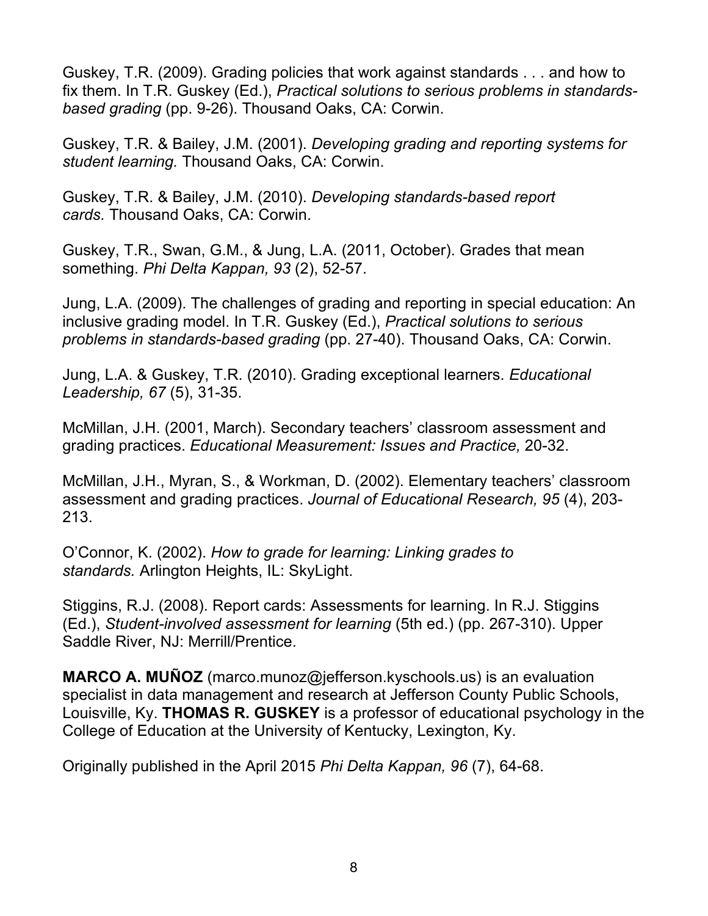Guskey, T.R. (2009). Grading policies that work against standards . . . and how to fix them. In T.R. Guskey (Ed.), *Practical solutions to serious problems in standards-based grading* (pp. 9-26). Thousand Oaks, CA: Corwin.

Guskey, T.R. & Bailey, J.M. (2001). *Developing grading and reporting systems for student learning.* Thousand Oaks, CA: Corwin.

Guskey, T.R. & Bailey, J.M. (2010). *Developing standards-based report cards.* Thousand Oaks, CA: Corwin.

Guskey, T.R., Swan, G.M., & Jung, L.A. (2011, October). Grades that mean something. *Phi Delta Kappan, 93* (2), 52-57.

Jung, L.A. (2009). The challenges of grading and reporting in special education: An inclusive grading model. In T.R. Guskey (Ed.), *Practical solutions to serious problems in standards-based grading* (pp. 27-40). Thousand Oaks, CA: Corwin.

Jung, L.A. & Guskey, T.R. (2010). Grading exceptional learners. *Educational Leadership, 67* (5), 31-35.

McMillan, J.H. (2001, March). Secondary teachers' classroom assessment and grading practices. *Educational Measurement: Issues and Practice,* 20-32.

McMillan, J.H., Myran, S., & Workman, D. (2002). Elementary teachers' classroom assessment and grading practices. *Journal of Educational Research, 95* (4), 203-213.

O'Connor, K. (2002). *How to grade for learning: Linking grades to standards.* Arlington Heights, IL: SkyLight.

Stiggins, R.J. (2008). Report cards: Assessments for learning. In R.J. Stiggins (Ed.), *Student-involved assessment for learning* (5th ed.) (pp. 267-310). Upper Saddle River, NJ: Merrill/Prentice.

**MARCO A. MUÑOZ** (marco.munoz@jefferson.kyschools.us) is an evaluation specialist in data management and research at Jefferson County Public Schools, Louisville, Ky. **THOMAS R. GUSKEY** is a professor of educational psychology in the College of Education at the University of Kentucky, Lexington, Ky.

Originally published in the April 2015 *Phi Delta Kappan, 96* (7), 64-68.